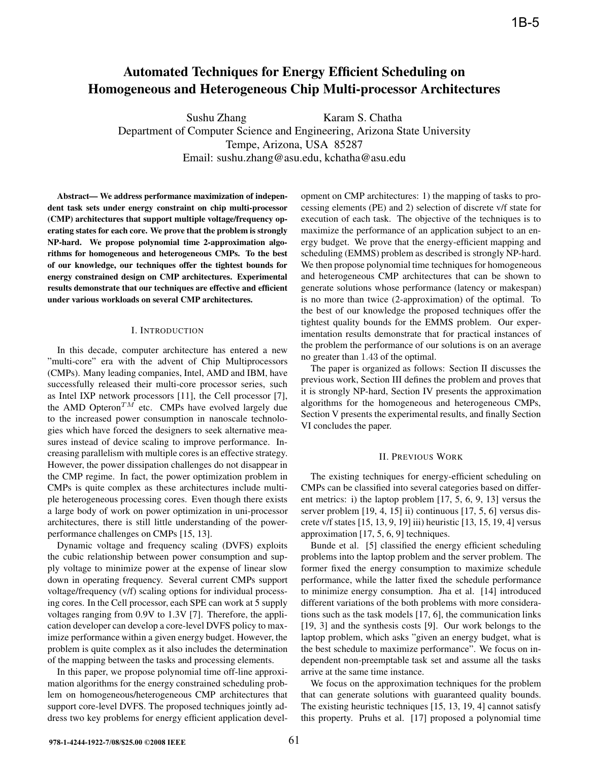# Automated Techniques for Energy Efficient Scheduling on Homogeneous and Heterogeneous Chip Multi-processor Architectures

Sushu Zhang Karam S. Chatha
Department of Computer Science and Engineering, Arizona State University
Tempe, Arizona, USA 85287
Email: sushu.zhang@asu.edu, kchatha@asu.edu

**Abstract— We address performance maximization of independent task sets under energy constraint on chip multi-processor (CMP) architectures that support multiple voltage/frequency operating states for each core. We prove that the problem is strongly NP-hard. We propose polynomial time 2-approximation algorithms for homogeneous and heterogeneous CMPs. To the best of our knowledge, our techniques offer the tightest bounds for energy constrained design on CMP architectures. Experimental results demonstrate that our techniques are effective and efficient under various workloads on several CMP architectures.**

## I. Introduction

In this decade, computer architecture has entered a new "multi-core" era with the advent of Chip Multiprocessors (CMPs). Many leading companies, Intel, AMD and IBM, have successfully released their multi-core processor series, such as Intel IXP network processors [11], the Cell processor [7], the AMD Opteron$^{TM}$ etc. CMPs have evolved largely due to the increased power consumption in nanoscale technologies which have forced the designers to seek alternative measures instead of device scaling to improve performance. Increasing parallelism with multiple cores is an effective strategy. However, the power dissipation challenges do not disappear in the CMP regime. In fact, the power optimization problem in CMPs is quite complex as these architectures include multiple heterogeneous processing cores. Even though there exists a large body of work on power optimization in uni-processor architectures, there is still little understanding of the power-performance challenges on CMPs [15, 13].

Dynamic voltage and frequency scaling (DVFS) exploits the cubic relationship between power consumption and supply voltage to minimize power at the expense of linear slow down in operating frequency. Several current CMPs support voltage/frequency (v/f) scaling options for individual processing cores. In the Cell processor, each SPE can work at 5 supply voltages ranging from 0.9V to 1.3V [7]. Therefore, the application developer can develop a core-level DVFS policy to maximize performance within a given energy budget. However, the problem is quite complex as it also includes the determination of the mapping between the tasks and processing elements.

In this paper, we propose polynomial time off-line approximation algorithms for the energy constrained scheduling problem on homogeneous/heterogeneous CMP architectures that support core-level DVFS. The proposed techniques jointly address two key problems for energy efficient application development on CMP architectures: 1) the mapping of tasks to processing elements (PE) and 2) selection of discrete v/f state for execution of each task. The objective of the techniques is to maximize the performance of an application subject to an energy budget. We prove that the energy-efficient mapping and scheduling (EMMS) problem as described is strongly NP-hard. We then propose polynomial time techniques for homogeneous and heterogeneous CMP architectures that can be shown to generate solutions whose performance (latency or makespan) is no more than twice (2-approximation) of the optimal. To the best of our knowledge the proposed techniques offer the tightest quality bounds for the EMMS problem. Our experimentation results demonstrate that for practical instances of the problem the performance of our solutions is on an average no greater than $1.43$ of the optimal.

The paper is organized as follows: Section II discusses the previous work, Section III defines the problem and proves that it is strongly NP-hard, Section IV presents the approximation algorithms for the homogeneous and heterogeneous CMPs, Section V presents the experimental results, and finally Section VI concludes the paper.

## II. Previous Work

The existing techniques for energy-efficient scheduling on CMPs can be classified into several categories based on different metrics: i) the laptop problem [17, 5, 6, 9, 13] versus the server problem [19, 4, 15] ii) continuous [17, 5, 6] versus discrete v/f states [15, 13, 9, 19] iii) heuristic [13, 15, 19, 4] versus approximation [17, 5, 6, 9] techniques.

Bunde et al. [5] classified the energy efficient scheduling problems into the laptop problem and the server problem. The former fixed the energy consumption to maximize schedule performance, while the latter fixed the schedule performance to minimize energy consumption. Jha et al. [14] introduced different variations of the both problems with more considerations such as the task models [17, 6], the communication links [19, 3] and the synthesis costs [9]. Our work belongs to the laptop problem, which asks "given an energy budget, what is the best schedule to maximize performance". We focus on independent non-preemptable task set and assume all the tasks arrive at the same time instance.

We focus on the approximation techniques for the problem that can generate solutions with guaranteed quality bounds. The existing heuristic techniques [15, 13, 19, 4] cannot satisfy this property. Pruhs et al. [17] proposed a polynomial time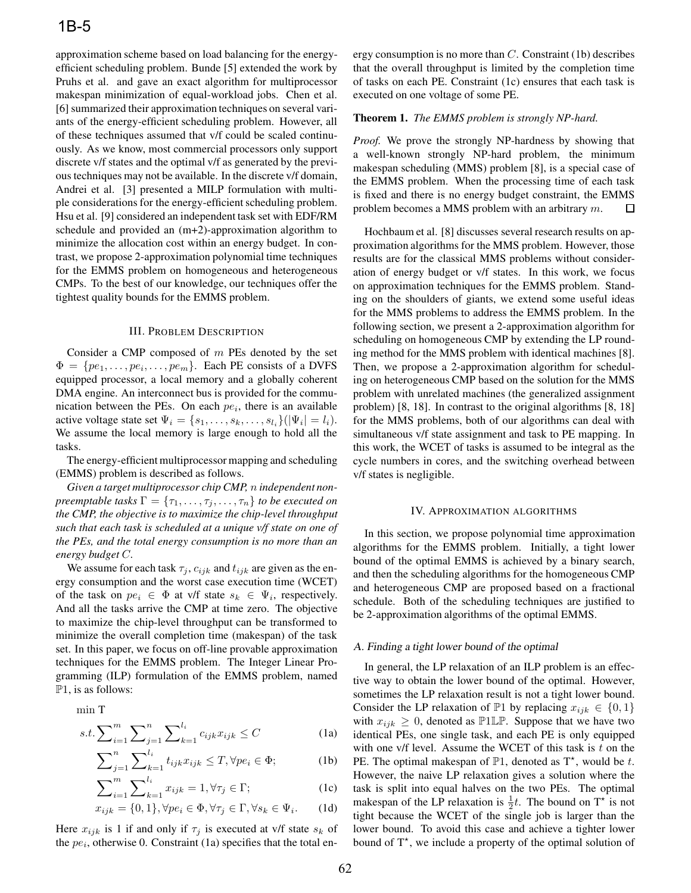approximation scheme based on load balancing for the energy-efficient scheduling problem. Bunde [5] extended the work by Pruhs et al. and gave an exact algorithm for multiprocessor makespan minimization of equal-workload jobs. Chen et al. [6] summarized their approximation techniques on several variants of the energy-efficient scheduling problem. However, all of these techniques assumed that v/f could be scaled continuously. As we know, most commercial processors only support discrete v/f states and the optimal v/f as generated by the previous techniques may not be available. In the discrete v/f domain, Andrei et al. [3] presented a MILP formulation with multiple considerations for the energy-efficient scheduling problem. Hsu et al. [9] considered an independent task set with EDF/RM schedule and provided an (m+2)-approximation algorithm to minimize the allocation cost within an energy budget. In contrast, we propose 2-approximation polynomial time techniques for the EMMS problem on homogeneous and heterogeneous CMPs. To the best of our knowledge, our techniques offer the tightest quality bounds for the EMMS problem.

## III. Problem Description

Consider a CMP composed of $m$ PEs denoted by the set $\Phi = \{pe_1, \ldots, pe_i, \ldots, pe_m\}$. Each PE consists of a DVFS equipped processor, a local memory and a globally coherent DMA engine. An interconnect bus is provided for the communication between the PEs. On each $pe_i$, there is an available active voltage state set $\Psi_i = \{s_1, \ldots, s_k, \ldots, s_{l_i}\}(|\Psi_i| = l_i)$. We assume the local memory is large enough to hold all the tasks.

The energy-efficient multiprocessor mapping and scheduling (EMMS) problem is described as follows.

*Given a target multiprocessor chip CMP, $n$ independent non-preemptable tasks $\Gamma = \{\tau_1, \ldots, \tau_j, \ldots, \tau_n\}$ to be executed on the CMP, the objective is to maximize the chip-level throughput such that each task is scheduled at a unique v/f state on one of the PEs, and the total energy consumption is no more than an energy budget $C$.*

We assume for each task $\tau_j$, $c_{ijk}$ and $t_{ijk}$ are given as the energy consumption and the worst case execution time (WCET) of the task on $pe_i \in \Phi$ at v/f state $s_k \in \Psi_i$, respectively. And all the tasks arrive the CMP at time zero. The objective to maximize the chip-level throughput can be transformed to minimize the overall completion time (makespan) of the task set. In this paper, we focus on off-line provable approximation techniques for the EMMS problem. The Integer Linear Programming (ILP) formulation of the EMMS problem, named $\mathbb{P}1$, is as follows:

$$\min \mathrm{T}$$

$$s.t. \sum_{i=1}^{m} \sum_{j=1}^{n} \sum_{k=1}^{l_i} c_{ijk} x_{ijk} \leq C \tag{1a}$$

$$\sum_{j=1}^{n} \sum_{k=1}^{l_i} t_{ijk} x_{ijk} \leq T, \forall pe_i \in \Phi; \tag{1b}$$

$$\sum_{i=1}^{m} \sum_{k=1}^{l_i} x_{ijk} = 1, \forall \tau_j \in \Gamma; \tag{1c}$$

$$x_{ijk} = \{0, 1\}, \forall pe_i \in \Phi, \forall \tau_j \in \Gamma, \forall s_k \in \Psi_i. \tag{1d}$$

Here $x_{ijk}$ is 1 if and only if $\tau_j$ is executed at v/f state $s_k$ of the $pe_i$, otherwise 0. Constraint (1a) specifies that the total energy consumption is no more than $C$. Constraint (1b) describes that the overall throughput is limited by the completion time of tasks on each PE. Constraint (1c) ensures that each task is executed on one voltage of some PE.

**Theorem 1.** *The EMMS problem is strongly NP-hard.*

*Proof.* We prove the strongly NP-hardness by showing that a well-known strongly NP-hard problem, the minimum makespan scheduling (MMS) problem [8], is a special case of the EMMS problem. When the processing time of each task is fixed and there is no energy budget constraint, the EMMS problem becomes a MMS problem with an arbitrary $m$. □

Hochbaum et al. [8] discusses several research results on approximation algorithms for the MMS problem. However, those results are for the classical MMS problems without consideration of energy budget or v/f states. In this work, we focus on approximation techniques for the EMMS problem. Standing on the shoulders of giants, we extend some useful ideas for the MMS problems to address the EMMS problem. In the following section, we present a 2-approximation algorithm for scheduling on homogeneous CMP by extending the LP rounding method for the MMS problem with identical machines [8]. Then, we propose a 2-approximation algorithm for scheduling on heterogeneous CMP based on the solution for the MMS problem with unrelated machines (the generalized assignment problem) [8, 18]. In contrast to the original algorithms [8, 18] for the MMS problems, both of our algorithms can deal with simultaneous v/f state assignment and task to PE mapping. In this work, the WCET of tasks is assumed to be integral as the cycle numbers in cores, and the switching overhead between v/f states is negligible.

## IV. Approximation Algorithms

In this section, we propose polynomial time approximation algorithms for the EMMS problem. Initially, a tight lower bound of the optimal EMMS is achieved by a binary search, and then the scheduling algorithms for the homogeneous CMP and heterogeneous CMP are proposed based on a fractional schedule. Both of the scheduling techniques are justified to be 2-approximation algorithms of the optimal EMMS.

### A. Finding a tight lower bound of the optimal

In general, the LP relaxation of an ILP problem is an effective way to obtain the lower bound of the optimal. However, sometimes the LP relaxation result is not a tight lower bound. Consider the LP relaxation of $\mathbb{P}1$ by replacing $x_{ijk} \in \{0, 1\}$ with $x_{ijk} \geq 0$, denoted as $\mathbb{P}1\mathbb{LP}$. Suppose that we have two identical PEs, one single task, and each PE is only equipped with one v/f level. Assume the WCET of this task is $t$ on the PE. The optimal makespan of $\mathbb{P}1$, denoted as $\mathrm{T}^\star$, would be $t$. However, the naive LP relaxation gives a solution where the task is split into equal halves on the two PEs. The optimal makespan of the LP relaxation is $\frac{1}{2}t$. The bound on $\mathrm{T}^\star$ is not tight because the WCET of the single job is larger than the lower bound. To avoid this case and achieve a tighter lower bound of $\mathrm{T}^\star$, we include a property of the optimal solution of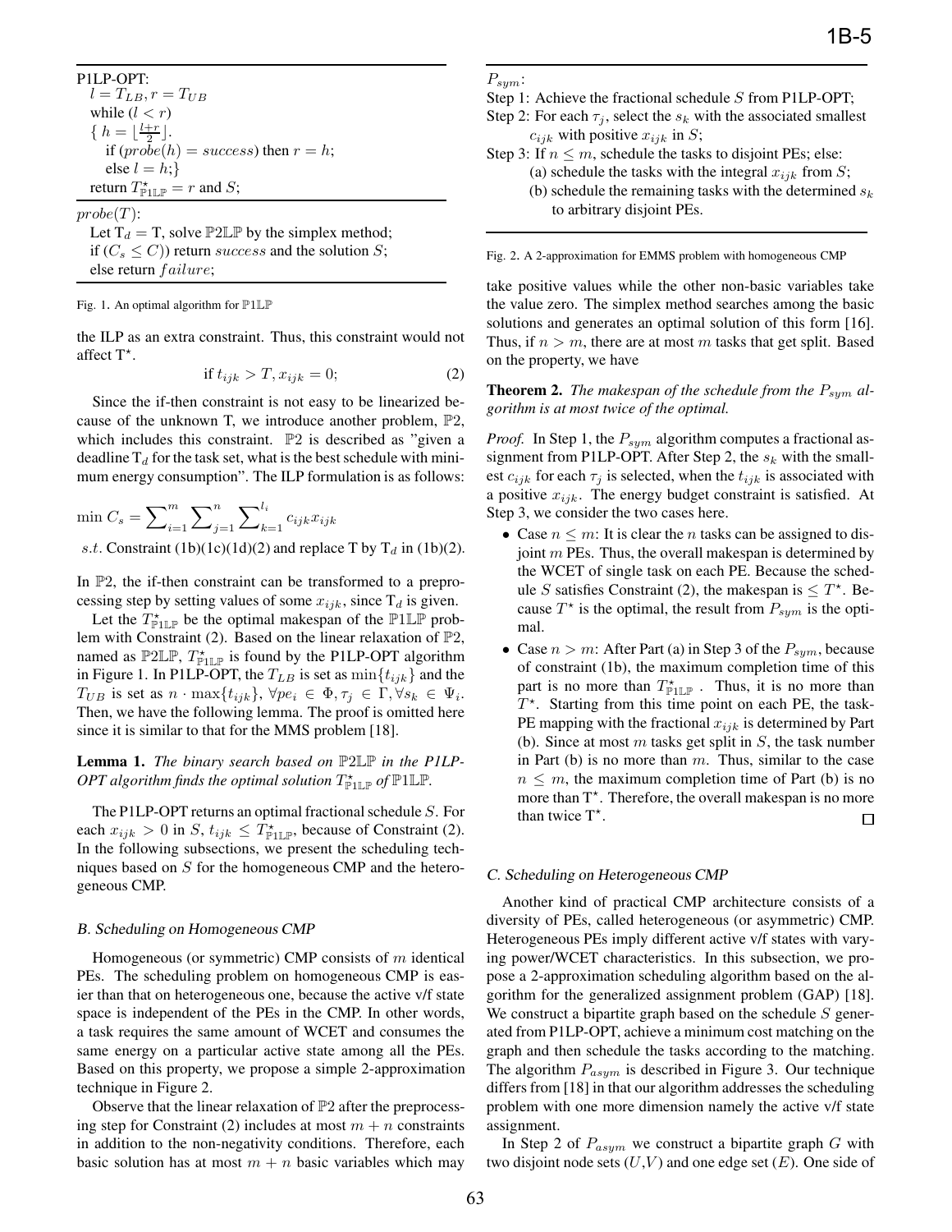```
P1LP-OPT:
  l = T_LB, r = T_UB
  while (l < r)
  { h = ⌊(l+r)/2⌋.
    if (probe(h) = success) then r = h;
    else l = h;}
  return T*_P1LP = r and S;
```

```
probe(T):
  Let T_d = T, solve P2LP by the simplex method;
  if (C_s ≤ C)) return success and the solution S;
  else return failure;
```

Fig. 1. An optimal algorithm for $\mathbb{P}1\mathbb{LP}$

the ILP as an extra constraint. Thus, this constraint would not affect $\mathrm{T}^{\star}$.

$$\text{if } t_{ijk} > T, x_{ijk} = 0; \tag{2}$$

Since the if-then constraint is not easy to be linearized because of the unknown T, we introduce another problem, $\mathbb{P}2$, which includes this constraint. $\mathbb{P}2$ is described as "given a deadline $\mathrm{T}_d$ for the task set, what is the best schedule with minimum energy consumption". The ILP formulation is as follows:

$$\min C_s = \sum_{i=1}^{m} \sum_{j=1}^{n} \sum_{k=1}^{l_i} c_{ijk} x_{ijk}$$

*s.t.* Constraint (1b)(1c)(1d)(2) and replace T by $\mathrm{T}_d$ in (1b)(2).

In $\mathbb{P}2$, the if-then constraint can be transformed to a preprocessing step by setting values of some $x_{ijk}$, since $\mathrm{T}_d$ is given.

Let the $T^{\star}_{\mathbb{P}1\mathbb{LP}}$ be the optimal makespan of the $\mathbb{P}1\mathbb{LP}$ problem with Constraint (2). Based on the linear relaxation of $\mathbb{P}2$, named as $\mathbb{P}2\mathbb{LP}$, $T^{\star}_{\mathbb{P}1\mathbb{LP}}$ is found by the P1LP-OPT algorithm in Figure 1. In P1LP-OPT, the $T_{LB}$ is set as $\min\{t_{ijk}\}$ and the $T_{UB}$ is set as $n \cdot \max\{t_{ijk}\}$, $\forall pe_i \in \Phi, \tau_j \in \Gamma, \forall s_k \in \Psi_i$. Then, we have the following lemma. The proof is omitted here since it is similar to that for the MMS problem [18].

**Lemma 1.** *The binary search based on $\mathbb{P}2\mathbb{LP}$ in the P1LP-OPT algorithm finds the optimal solution $T^{\star}_{\mathbb{P}1\mathbb{LP}}$ of $\mathbb{P}1\mathbb{LP}$.*

The P1LP-OPT returns an optimal fractional schedule $S$. For each $x_{ijk} > 0$ in $S$, $t_{ijk} \leq T^{\star}_{\mathbb{P}1\mathbb{LP}}$, because of Constraint (2). In the following subsections, we present the scheduling techniques based on $S$ for the homogeneous CMP and the heterogeneous CMP.

### *B. Scheduling on Homogeneous CMP*

Homogeneous (or symmetric) CMP consists of $m$ identical PEs. The scheduling problem on homogeneous CMP is easier than that on heterogeneous one, because the active v/f state space is independent of the PEs in the CMP. In other words, a task requires the same amount of WCET and consumes the same energy on a particular active state among all the PEs. Based on this property, we propose a simple 2-approximation technique in Figure 2.

Observe that the linear relaxation of $\mathbb{P}2$ after the preprocessing step for Constraint (2) includes at most $m + n$ constraints in addition to the non-negativity conditions. Therefore, each basic solution has at most $m + n$ basic variables which may take positive values while the other non-basic variables take the value zero. The simplex method searches among the basic solutions and generates an optimal solution of this form [16]. Thus, if $n > m$, there are at most $m$ tasks that get split. Based on the property, we have

$P_{sym}$:

Step 1: Achieve the fractional schedule $S$ from P1LP-OPT;

Step 2: For each $\tau_j$, select the $s_k$ with the associated smallest $c_{ijk}$ with positive $x_{ijk}$ in $S$;

Step 3: If $n \leq m$, schedule the tasks to disjoint PEs; else:
- (a) schedule the tasks with the integral $x_{ijk}$ from $S$;
- (b) schedule the remaining tasks with the determined $s_k$ to arbitrary disjoint PEs.

Fig. 2. A 2-approximation for EMMS problem with homogeneous CMP

**Theorem 2.** *The makespan of the schedule from the $P_{sym}$ algorithm is at most twice of the optimal.*

*Proof.* In Step 1, the $P_{sym}$ algorithm computes a fractional assignment from P1LP-OPT. After Step 2, the $s_k$ with the smallest $c_{ijk}$ for each $\tau_j$ is selected, when the $t_{ijk}$ is associated with a positive $x_{ijk}$. The energy budget constraint is satisfied. At Step 3, we consider the two cases here.

- Case $n \leq m$: It is clear the $n$ tasks can be assigned to disjoint $m$ PEs. Thus, the overall makespan is determined by the WCET of single task on each PE. Because the schedule $S$ satisfies Constraint (2), the makespan is $\leq T^{\star}$. Because $T^{\star}$ is the optimal, the result from $P_{sym}$ is the optimal.
- Case $n > m$: After Part (a) in Step 3 of the $P_{sym}$, because of constraint (1b), the maximum completion time of this part is no more than $T^{\star}_{\mathbb{P}1\mathbb{LP}}$. Thus, it is no more than $T^{\star}$. Starting from this time point on each PE, the task-PE mapping with the fractional $x_{ijk}$ is determined by Part (b). Since at most $m$ tasks get split in $S$, the task number in Part (b) is no more than $m$. Thus, similar to the case $n \leq m$, the maximum completion time of Part (b) is no more than $\mathrm{T}^{\star}$. Therefore, the overall makespan is no more than twice $\mathrm{T}^{\star}$.

□

### *C. Scheduling on Heterogeneous CMP*

Another kind of practical CMP architecture consists of a diversity of PEs, called heterogeneous (or asymmetric) CMP. Heterogeneous PEs imply different active v/f states with varying power/WCET characteristics. In this subsection, we propose a 2-approximation scheduling algorithm based on the algorithm for the generalized assignment problem (GAP) [18]. We construct a bipartite graph based on the schedule $S$ generated from P1LP-OPT, achieve a minimum cost matching on the graph and then schedule the tasks according to the matching. The algorithm $P_{asym}$ is described in Figure 3. Our technique differs from [18] in that our algorithm addresses the scheduling problem with one more dimension namely the active v/f state assignment.

In Step 2 of $P_{asym}$ we construct a bipartite graph $G$ with two disjoint node sets $(U,V)$ and one edge set $(E)$. One side of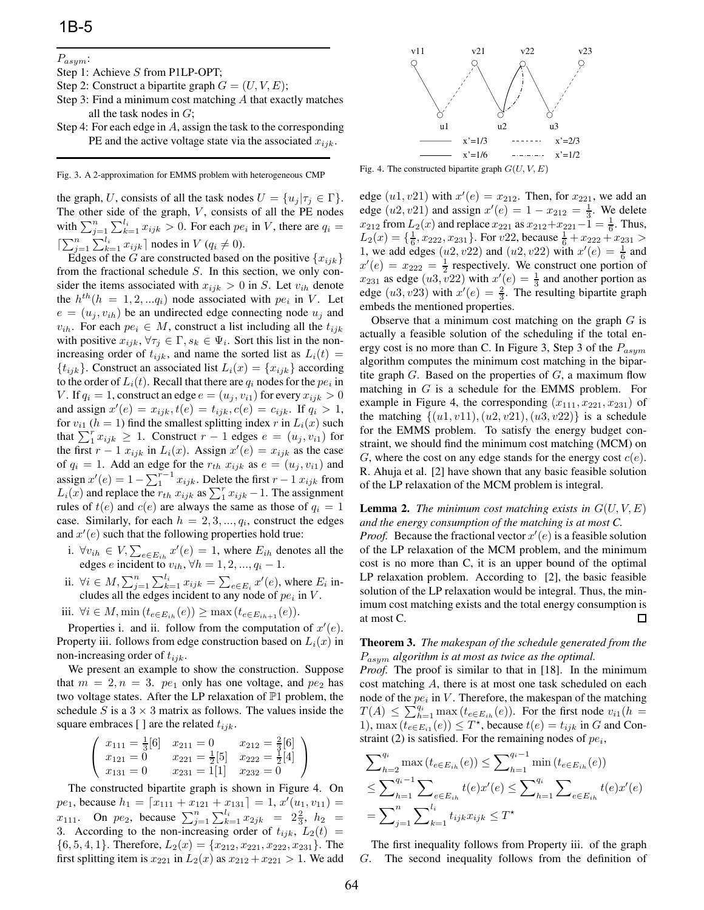$P_{asym}$:

Step 1: Achieve $S$ from P1LP-OPT;

Step 2: Construct a bipartite graph $G = (U, V, E)$;

Step 3: Find a minimum cost matching $A$ that exactly matches all the task nodes in $G$;

Step 4: For each edge in $A$, assign the task to the corresponding PE and the active voltage state via the associated $x_{ijk}$.

Fig. 3. A 2-approximation for EMMS problem with heterogeneous CMP

the graph, $U$, consists of all the task nodes $U = \{u_j | \tau_j \in \Gamma\}$. The other side of the graph, $V$, consists of all the PE nodes with $\sum_{j=1}^{n} \sum_{k=1}^{l_i} x_{ijk} > 0$. For each $pe_i$ in $V$, there are $q_i = \lceil \sum_{j=1}^{n} \sum_{k=1}^{l_i} x_{ijk} \rceil$ nodes in $V$ ($q_i \neq 0$).

Edges of the $G$ are constructed based on the positive $\{x_{ijk}\}$ from the fractional schedule $S$. In this section, we only consider the items associated with $x_{ijk} > 0$ in $S$. Let $v_{ih}$ denote the $h^{th}(h = 1, 2, ...q_i)$ node associated with $pe_i$ in $V$. Let $e = (u_j, v_{ih})$ be an undirected edge connecting node $u_j$ and $v_{ih}$. For each $pe_i \in M$, construct a list including all the $t_{ijk}$ with positive $x_{ijk}, \forall \tau_j \in \Gamma, s_k \in \Psi_i$. Sort this list in the non-increasing order of $t_{ijk}$, and name the sorted list as $L_i(t) = \{t_{ijk}\}$. Construct an associated list $L_i(x) = \{x_{ijk}\}$ according to the order of $L_i(t)$. Recall that there are $q_i$ nodes for the $pe_i$ in $V$. If $q_i = 1$, construct an edge $e = (u_j, v_{i1})$ for every $x_{ijk} > 0$ and assign $x'(e) = x_{ijk}, t(e) = t_{ijk}, c(e) = c_{ijk}$. If $q_i > 1$, for $v_{i1}$ ($h = 1$) find the smallest splitting index $r$ in $L_i(x)$ such that $\sum_1^r x_{ijk} \geq 1$. Construct $r - 1$ edges $e = (u_j, v_{i1})$ for the first $r - 1$ $x_{ijk}$ in $L_i(x)$. Assign $x'(e) = x_{ijk}$ as the case of $q_i = 1$. Add an edge for the $r_{th}$ $x_{ijk}$ as $e = (u_j, v_{i1})$ and assign $x'(e) = 1 - \sum_1^{r-1} x_{ijk}$. Delete the first $r - 1$ $x_{ijk}$ from $L_i(x)$ and replace the $r_{th}$ $x_{ijk}$ as $\sum_1^r x_{ijk} - 1$. The assignment rules of $t(e)$ and $c(e)$ are always the same as those of $q_i = 1$ case. Similarly, for each $h = 2, 3, ..., q_i$, construct the edges and $x'(e)$ such that the following properties hold true:

i. $\forall v_{ih} \in V, \sum_{e \in E_{ih}} x'(e) = 1$, where $E_{ih}$ denotes all the edges $e$ incident to $v_{ih}, \forall h = 1, 2, ..., q_i - 1$.

ii. $\forall i \in M, \sum_{j=1}^{n} \sum_{k=1}^{l_i} x_{ijk} = \sum_{e \in E_i} x'(e)$, where $E_i$ includes all the edges incident to any node of $pe_i$ in $V$.

iii. $\forall i \in M, \min(t_{e \in E_{ih}}(e)) \geq \max(t_{e \in E_{ih+1}}(e))$.

Properties i. and ii. follow from the computation of $x'(e)$. Property iii. follows from edge construction based on $L_i(x)$ in non-increasing order of $t_{ijk}$.

We present an example to show the construction. Suppose that $m = 2, n = 3$. $pe_1$ only has one voltage, and $pe_2$ has two voltage states. After the LP relaxation of $\mathbb{P}1$ problem, the schedule $S$ is a $3 \times 3$ matrix as follows. The values inside the square embraces [ ] are the related $t_{ijk}$.

$$\begin{pmatrix} x_{111} = \frac{1}{3}[6] & x_{211} = 0 & x_{212} = \frac{2}{3}[6] \\ x_{121} = 0 & x_{221} = \frac{1}{2}[5] & x_{222} = \frac{1}{2}[4] \\ x_{131} = 0 & x_{231} = 1[1] & x_{232} = 0 \end{pmatrix}$$

The constructed bipartite graph is shown in Figure 4. On $pe_1$, because $h_1 = \lceil x_{111} + x_{121} + x_{131} \rceil = 1$, $x'(u_1, v_{11}) = x_{111}$. On $pe_2$, because $\sum_{j=1}^{n} \sum_{k=1}^{l_i} x_{2jk} = 2\frac{2}{3}$, $h_2 = 3$. According to the non-increasing order of $t_{ijk}$, $L_2(t) = \{6, 5, 4, 1\}$. Therefore, $L_2(x) = \{x_{212}, x_{221}, x_{222}, x_{231}\}$. The first splitting item is $x_{221}$ in $L_2(x)$ as $x_{212} + x_{221} > 1$. We add edge $(u1, v21)$ with $x'(e) = x_{212}$. Then, for $x_{221}$, we add an edge $(u2, v21)$ and assign $x'(e) = 1 - x_{212} = \frac{1}{3}$. We delete $x_{212}$ from $L_2(x)$ and replace $x_{221}$ as $x_{212} + x_{221} - 1 = \frac{1}{6}$. Thus, $L_2(x) = \{\frac{1}{6}, x_{222}, x_{231}\}$. For $v22$, because $\frac{1}{6} + x_{222} + x_{231} > 1$, we add edges $(u2, v22)$ and $(u2, v22)$ with $x'(e) = \frac{1}{6}$ and $x'(e) = x_{222} = \frac{1}{2}$ respectively. We construct one portion of $x_{231}$ as edge $(u3, v22)$ with $x'(e) = \frac{1}{3}$ and another portion as edge $(u3, v23)$ with $x'(e) = \frac{2}{3}$. The resulting bipartite graph embeds the mentioned properties.

Fig. 4. The constructed bipartite graph $G(U, V, E)$

Observe that a minimum cost matching on the graph $G$ is actually a feasible solution of the scheduling if the total energy cost is no more than C. In Figure 3, Step 3 of the $P_{asym}$ algorithm computes the minimum cost matching in the bipartite graph $G$. Based on the properties of $G$, a maximum flow matching in $G$ is a schedule for the EMMS problem. For example in Figure 4, the corresponding $(x_{111}, x_{221}, x_{231})$ of the matching $\{(u1, v11), (u2, v21), (u3, v22)\}$ is a schedule for the EMMS problem. To satisfy the energy budget constraint, we should find the minimum cost matching (MCM) on $G$, where the cost on any edge stands for the energy cost $c(e)$. R. Ahuja et al. [2] have shown that any basic feasible solution of the LP relaxation of the MCM problem is integral.

**Lemma 2.** *The minimum cost matching exists in $G(U, V, E)$ and the energy consumption of the matching is at most C.*

*Proof.* Because the fractional vector $x'(e)$ is a feasible solution of the LP relaxation of the MCM problem, and the minimum cost is no more than C, it is an upper bound of the optimal LP relaxation problem. According to [2], the basic feasible solution of the LP relaxation would be integral. Thus, the minimum cost matching exists and the total energy consumption is at most C. □

**Theorem 3.** *The makespan of the schedule generated from the $P_{asym}$ algorithm is at most as twice as the optimal.*

*Proof.* The proof is similar to that in [18]. In the minimum cost matching $A$, there is at most one task scheduled on each node of the $pe_i$ in $V$. Therefore, the makespan of the matching $T(A) \leq \sum_{h=1}^{q_i} \max(t_{e \in E_{ih}}(e))$. For the first node $v_{i1}(h = 1)$, $\max(t_{e \in E_{i1}}(e)) \leq T^\star$, because $t(e) = t_{ijk}$ in $G$ and Constraint (2) is satisfied. For the remaining nodes of $pe_i$,

$$\sum_{h=2}^{q_i} \max(t_{e \in E_{ih}}(e)) \leq \sum_{h=1}^{q_i - 1} \min(t_{e \in E_{ih}}(e))$$
$$\leq \sum_{h=1}^{q_i - 1} \sum_{e \in E_{ih}} t(e)x'(e) \leq \sum_{h=1}^{q_i} \sum_{e \in E_{ih}} t(e)x'(e)$$
$$= \sum_{j=1}^{n} \sum_{k=1}^{l_i} t_{ijk} x_{ijk} \leq T^\star$$

The first inequality follows from Property iii. of the graph $G$. The second inequality follows from the definition of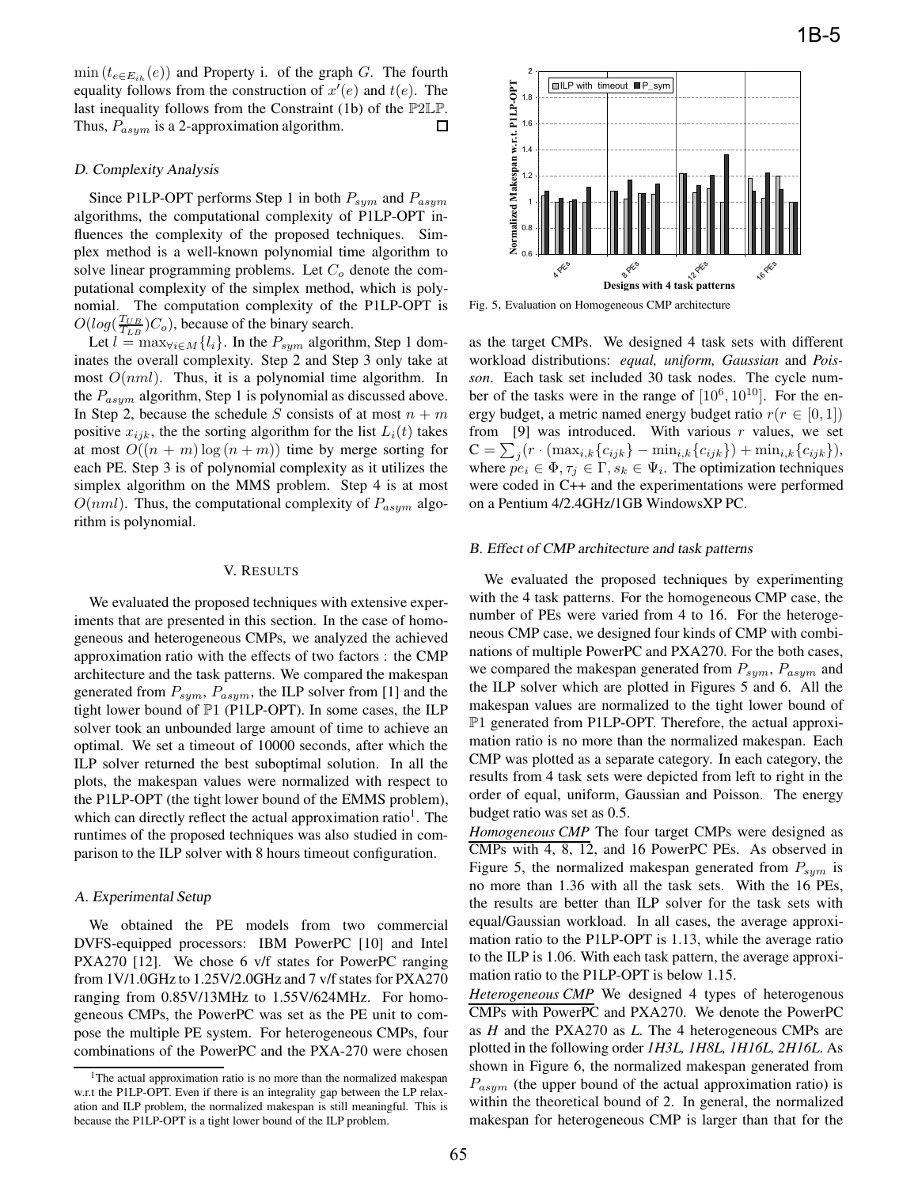$\min(t_{e \in E_{ih}}(e))$ and Property i. of the graph $G$. The fourth equality follows from the construction of $x'(e)$ and $t(e)$. The last inequality follows from the Constraint (1b) of the $\mathbb{P}2\mathbb{LP}$. Thus, $P_{asym}$ is a 2-approximation algorithm. □

### D. Complexity Analysis

Since P1LP-OPT performs Step 1 in both $P_{sym}$ and $P_{asym}$ algorithms, the computational complexity of P1LP-OPT influences the complexity of the proposed techniques. Simplex method is a well-known polynomial time algorithm to solve linear programming problems. Let $C_o$ denote the computational complexity of the simplex method, which is polynomial. The computation complexity of the P1LP-OPT is $O(log(\frac{T_{UB}}{T_{LB}})C_o)$, because of the binary search.

Let $l = \max_{\forall i \in M}\{l_i\}$. In the $P_{sym}$ algorithm, Step 1 dominates the overall complexity. Step 2 and Step 3 only take at most $O(nml)$. Thus, it is a polynomial time algorithm. In the $P_{asym}$ algorithm, Step 1 is polynomial as discussed above. In Step 2, because the schedule $S$ consists of at most $n + m$ positive $x_{ijk}$, the sorting algorithm for the list $L_i(t)$ takes at most $O((n + m)\log(n + m))$ time by merge sorting for each PE. Step 3 is of polynomial complexity as it utilizes the simplex algorithm on the MMS problem. Step 4 is at most $O(nml)$. Thus, the computational complexity of $P_{asym}$ algorithm is polynomial.

## V. Results

We evaluated the proposed techniques with extensive experiments that are presented in this section. In the case of homogeneous and heterogeneous CMPs, we analyzed the achieved approximation ratio with the effects of two factors : the CMP architecture and the task patterns. We compared the makespan generated from $P_{sym}$, $P_{asym}$, the ILP solver from [1] and the tight lower bound of $\mathbb{P}1$ (P1LP-OPT). In some cases, the ILP solver took an unbounded large amount of time to achieve an optimal. We set a timeout of 10000 seconds, after which the ILP solver returned the best suboptimal solution. In all the plots, the makespan values were normalized with respect to the P1LP-OPT (the tight lower bound of the EMMS problem), which can directly reflect the actual approximation ratio[1]. The runtimes of the proposed techniques was also studied in comparison to the ILP solver with 8 hours timeout configuration.

### A. Experimental Setup

We obtained the PE models from two commercial DVFS-equipped processors: IBM PowerPC [10] and Intel PXA270 [12]. We chose 6 v/f states for PowerPC ranging from 1V/1.0GHz to 1.25V/2.0GHz and 7 v/f states for PXA270 ranging from 0.85V/13MHz to 1.55V/624MHz. For homogeneous CMPs, the PowerPC was set as the PE unit to compose the multiple PE system. For heterogeneous CMPs, four combinations of the PowerPC and the PXA-270 were chosen as the target CMPs. We designed 4 task sets with different workload distributions: *equal, uniform, Gaussian* and *Poisson*. Each task set included 30 task nodes. The cycle number of the tasks were in the range of $[10^6, 10^{10}]$. For the energy budget, a metric named energy budget ratio $r (r \in [0, 1])$ from [9] was introduced. With various $r$ values, we set $C = \sum_j (r \cdot (\max_{i,k}\{c_{ijk}\} - \min_{i,k}\{c_{ijk}\}) + \min_{i,k}\{c_{ijk}\})$, where $pe_i \in \Phi, \tau_j \in \Gamma, s_k \in \Psi_i$. The optimization techniques were coded in C++ and the experimentations were performed on a Pentium 4/2.4GHz/1GB WindowsXP PC.

Fig. 5. Evaluation on Homogeneous CMP architecture

### B. Effect of CMP architecture and task patterns

We evaluated the proposed techniques by experimenting with the 4 task patterns. For the homogeneous CMP case, the number of PEs were varied from 4 to 16. For the heterogeneous CMP case, we designed four kinds of CMP with combinations of multiple PowerPC and PXA270. For the both cases, we compared the makespan generated from $P_{sym}$, $P_{asym}$ and the ILP solver which are plotted in Figures 5 and 6. All the makespan values are normalized to the tight lower bound of $\mathbb{P}1$ generated from P1LP-OPT. Therefore, the actual approximation ratio is no more than the normalized makespan. Each CMP was plotted as a separate category. In each category, the results from 4 task sets were depicted from left to right in the order of equal, uniform, Gaussian and Poisson. The energy budget ratio was set as 0.5.

<u>*Homogeneous CMP*</u> The four target CMPs were designed as CMPs with 4, 8, 12, and 16 PowerPC PEs. As observed in Figure 5, the normalized makespan generated from $P_{sym}$ is no more than 1.36 with all the task sets. With the 16 PEs, the results are better than ILP solver for the task sets with equal/Gaussian workload. In all cases, the average approximation ratio to the P1LP-OPT is 1.13, while the average ratio to the ILP is 1.06. With each task pattern, the average approximation ratio to the P1LP-OPT is below 1.15.

<u>*Heterogeneous CMP*</u> We designed 4 types of heterogenous CMPs with PowerPC and PXA270. We denote the PowerPC as *H* and the PXA270 as *L*. The 4 heterogeneous CMPs are plotted in the following order *1H3L, 1H8L, 1H16L, 2H16L*. As shown in Figure 6, the normalized makespan generated from $P_{asym}$ (the upper bound of the actual approximation ratio) is within the theoretical bound of 2. In general, the normalized makespan for heterogeneous CMP is larger than that for the

[1] The actual approximation ratio is no more than the normalized makespan w.r.t the P1LP-OPT. Even if there is an integrality gap between the LP relaxation and ILP problem, the normalized makespan is still meaningful. This is because the P1LP-OPT is a tight lower bound of the ILP problem.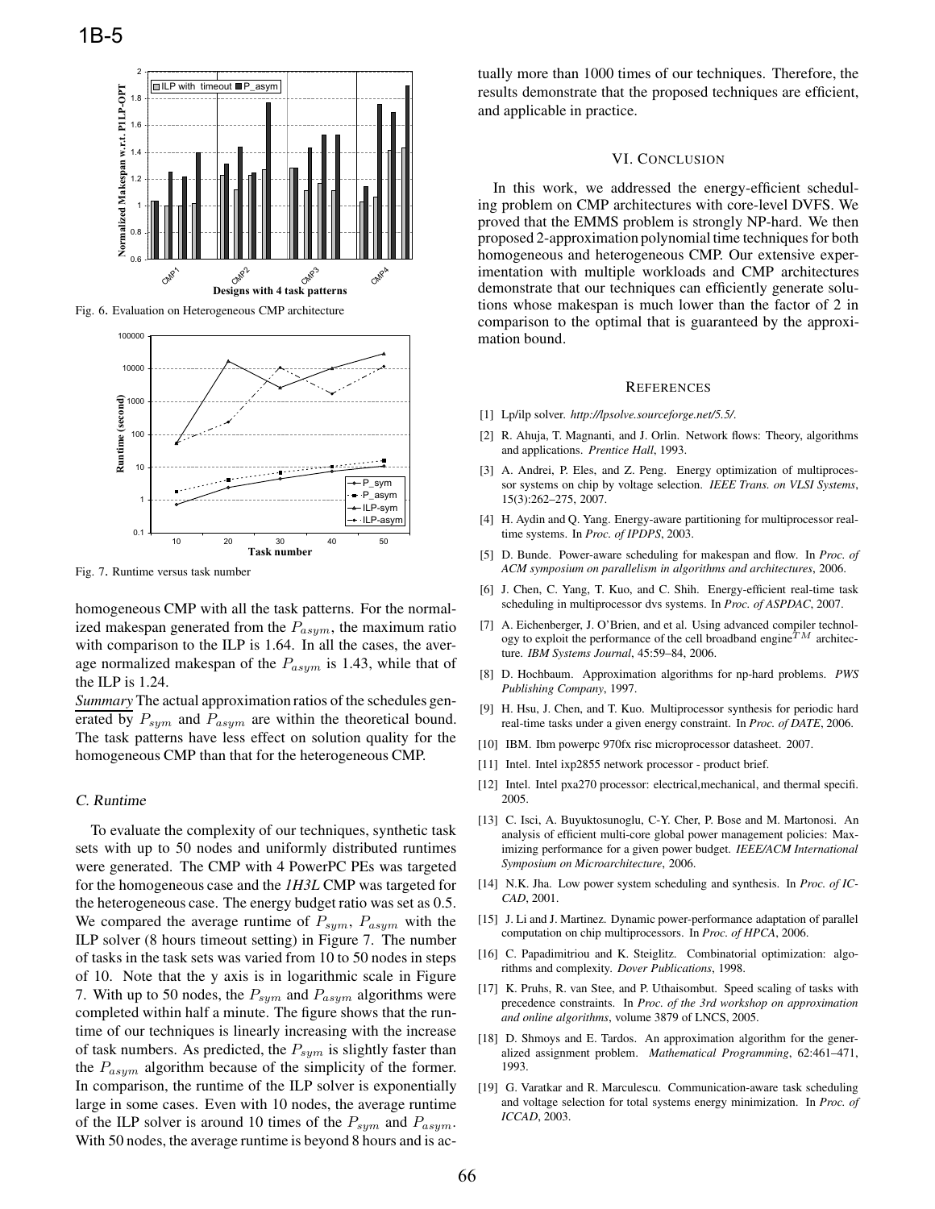1B-5

2
ILP with timeout
P_asym
1.8
1.6
1.4
1.2
1
0.8
0.6
Normalized Makespan w.r.t. PI LP-OPT
CMP1
CMP2
CMP3
CMP4
Designs with 4 task patterns

Fig. 6. Evaluation on Heterogeneous CMP architecture

100000
10000
1000
100
10
1
0.1
Runtime (second)
10
20
30
40
50
Task number
P_sym
P_asym
ILP-sym
ILP-asym

Fig. 7. Runtime versus task number

homogeneous CMP with all the task patterns. For the normalized makespan generated from the $P_{asym}$, the maximum ratio with comparison to the ILP is 1.64. In all the cases, the average normalized makespan of the $P_{asym}$ is 1.43, while that of the ILP is 1.24.

Summary The actual approximation ratios of the schedules generated by $P_{sym}$ and $P_{asym}$ are within the theoretical bound. The task patterns have less effect on solution quality for the homogeneous CMP than that for the heterogeneous CMP.

### C. Runtime

To evaluate the complexity of our techniques, synthetic task sets with up to 50 nodes and uniformly distributed runtimes were generated. The CMP with 4 PowerPC PEs was targeted for the homogeneous case and the *1H3L* CMP was targeted for the heterogeneous case. The energy budget ratio was set as 0.5. We compared the average runtime of $P_{sym}$, $P_{asym}$ with the ILP solver (8 hours timeout setting) in Figure 7. The number of tasks in the task sets was varied from 10 to 50 nodes in steps of 10. Note that the y axis is in logarithmic scale in Figure 7. With up to 50 nodes, the $P_{sym}$ and $P_{asym}$ algorithms were completed within half a minute. The figure shows that the runtime of our techniques is linearly increasing with the increase of task numbers. As predicted, the $P_{sym}$ is slightly faster than the $P_{asym}$ algorithm because of the simplicity of the former. In comparison, the runtime of the ILP solver is exponentially large in some cases. Even with 10 nodes, the average runtime of the ILP solver is around 10 times of the $P_{sym}$ and $P_{asym}$. With 50 nodes, the average runtime is beyond 8 hours and is actually more than 1000 times of our techniques. Therefore, the results demonstrate that the proposed techniques are efficient, and applicable in practice.

## VI. Conclusion

In this work, we addressed the energy-efficient scheduling problem on CMP architectures with core-level DVFS. We proved that the EMMS problem is strongly NP-hard. We then proposed 2-approximation polynomial time techniques for both homogeneous and heterogeneous CMP. Our extensive experimentation with multiple workloads and CMP architectures demonstrate that our techniques can efficiently generate solutions whose makespan is much lower than the factor of 2 in comparison to the optimal that is guaranteed by the approximation bound.

## References

[1] Lp/ilp solver. *http://lpsolve.sourceforge.net/5.5/*.

[2] R. Ahuja, T. Magnanti, and J. Orlin. Network flows: Theory, algorithms and applications. *Prentice Hall*, 1993.

[3] A. Andrei, P. Eles, and Z. Peng. Energy optimization of multiprocessor systems on chip by voltage selection. *IEEE Trans. on VLSI Systems*, 15(3):262–275, 2007.

[4] H. Aydin and Q. Yang. Energy-aware partitioning for multiprocessor real-time systems. In *Proc. of IPDPS*, 2003.

[5] D. Bunde. Power-aware scheduling for makespan and flow. In *Proc. of ACM symposium on parallelism in algorithms and architectures*, 2006.

[6] J. Chen, C. Yang, T. Kuo, and C. Shih. Energy-efficient real-time task scheduling in multiprocessor dvs systems. In *Proc. of ASPDAC*, 2007.

[7] A. Eichenberger, J. O'Brien, and et al. Using advanced compiler technology to exploit the performance of the cell broadband engine$^{TM}$ architecture. *IBM Systems Journal*, 45:59–84, 2006.

[8] D. Hochbaum. Approximation algorithms for np-hard problems. *PWS Publishing Company*, 1997.

[9] H. Hsu, J. Chen, and T. Kuo. Multiprocessor synthesis for periodic hard real-time tasks under a given energy constraint. In *Proc. of DATE*, 2006.

[10] IBM. Ibm powerpc 970fx risc microprocessor datasheet. 2007.

[11] Intel. Intel ixp2855 network processor - product brief.

[12] Intel. Intel pxa270 processor: electrical,mechanical, and thermal specifi. 2005.

[13] C. Isci, A. Buyuktosunoglu, C-Y. Cher, P. Bose and M. Martonosi. An analysis of efficient multi-core global power management policies: Maximizing performance for a given power budget. *IEEE/ACM International Symposium on Microarchitecture*, 2006.

[14] N.K. Jha. Low power system scheduling and synthesis. In *Proc. of ICCAD*, 2001.

[15] J. Li and J. Martinez. Dynamic power-performance adaptation of parallel computation on chip multiprocessors. In *Proc. of HPCA*, 2006.

[16] C. Papadimitriou and K. Steiglitz. Combinatorial optimization: algorithms and complexity. *Dover Publications*, 1998.

[17] K. Pruhs, R. van Stee, and P. Uthaisombut. Speed scaling of tasks with precedence constraints. In *Proc. of the 3rd workshop on approximation and online algorithms*, volume 3879 of LNCS, 2005.

[18] D. Shmoys and E. Tardos. An approximation algorithm for the generalized assignment problem. *Mathematical Programming*, 62:461–471, 1993.

[19] G. Varatkar and R. Marculescu. Communication-aware task scheduling and voltage selection for total systems energy minimization. In *Proc. of ICCAD*, 2003.